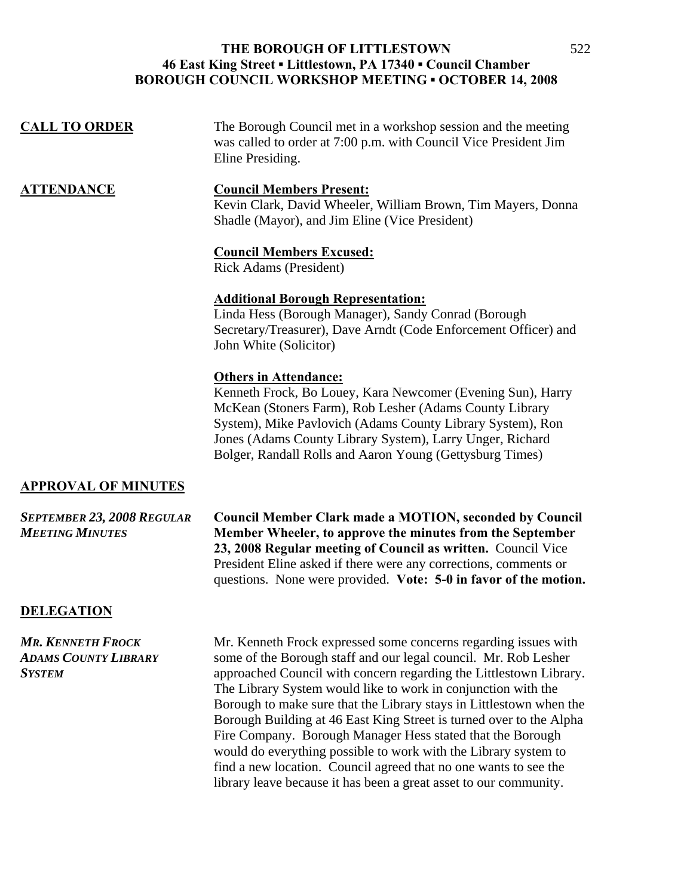# THE BOROUGH OF LITTLESTOWN

**46 East King Street ▪ Littlestown, PA 17340 ▪ Council Chamber**
**BOROUGH COUNCIL WORKSHOP MEETING ▪ OCTOBER 14, 2008**

## CALL TO ORDER

The Borough Council met in a workshop session and the meeting was called to order at 7:00 p.m. with Council Vice President Jim Eline Presiding.

## ATTENDANCE

**Council Members Present:**
Kevin Clark, David Wheeler, William Brown, Tim Mayers, Donna Shadle (Mayor), and Jim Eline (Vice President)

**Council Members Excused:**
Rick Adams (President)

**Additional Borough Representation:**
Linda Hess (Borough Manager), Sandy Conrad (Borough Secretary/Treasurer), Dave Arndt (Code Enforcement Officer) and John White (Solicitor)

**Others in Attendance:**
Kenneth Frock, Bo Louey, Kara Newcomer (Evening Sun), Harry McKean (Stoners Farm), Rob Lesher (Adams County Library System), Mike Pavlovich (Adams County Library System), Ron Jones (Adams County Library System), Larry Unger, Richard Bolger, Randall Rolls and Aaron Young (Gettysburg Times)

## APPROVAL OF MINUTES

***SEPTEMBER 23, 2008 REGULAR MEETING MINUTES***

**Council Member Clark made a MOTION, seconded by Council Member Wheeler, to approve the minutes from the September 23, 2008 Regular meeting of Council as written.** Council Vice President Eline asked if there were any corrections, comments or questions. None were provided. **Vote: 5-0 in favor of the motion.**

## DELEGATION

***MR. KENNETH FROCK***
***ADAMS COUNTY LIBRARY SYSTEM***

Mr. Kenneth Frock expressed some concerns regarding issues with some of the Borough staff and our legal council. Mr. Rob Lesher approached Council with concern regarding the Littlestown Library. The Library System would like to work in conjunction with the Borough to make sure that the Library stays in Littlestown when the Borough Building at 46 East King Street is turned over to the Alpha Fire Company. Borough Manager Hess stated that the Borough would do everything possible to work with the Library system to find a new location. Council agreed that no one wants to see the library leave because it has been a great asset to our community.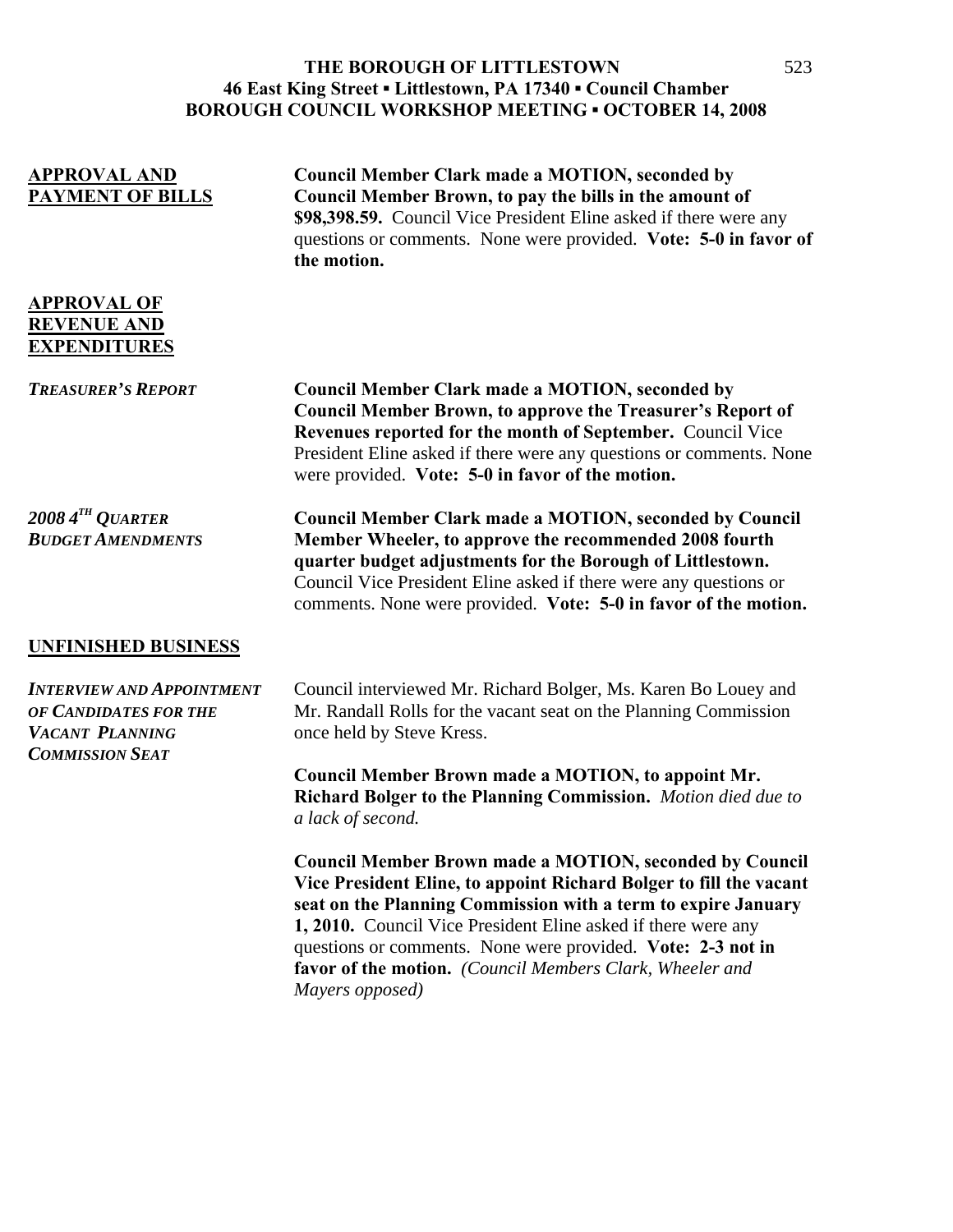**THE BOROUGH OF LITTLESTOWN**
**46 East King Street ▪ Littlestown, PA 17340 ▪ Council Chamber**
**BOROUGH COUNCIL WORKSHOP MEETING ▪ OCTOBER 14, 2008**

## APPROVAL AND PAYMENT OF BILLS

**Council Member Clark made a MOTION, seconded by Council Member Brown, to pay the bills in the amount of $98,398.59.** Council Vice President Eline asked if there were any questions or comments. None were provided. **Vote: 5-0 in favor of the motion.**

## APPROVAL OF REVENUE AND EXPENDITURES

### *TREASURER'S REPORT*

**Council Member Clark made a MOTION, seconded by Council Member Brown, to approve the Treasurer's Report of Revenues reported for the month of September.** Council Vice President Eline asked if there were any questions or comments. None were provided. **Vote: 5-0 in favor of the motion.**

### *2008 4TH QUARTER BUDGET AMENDMENTS*

**Council Member Clark made a MOTION, seconded by Council Member Wheeler, to approve the recommended 2008 fourth quarter budget adjustments for the Borough of Littlestown.** Council Vice President Eline asked if there were any questions or comments. None were provided. **Vote: 5-0 in favor of the motion.**

## UNFINISHED BUSINESS

### *INTERVIEW AND APPOINTMENT OF CANDIDATES FOR THE VACANT PLANNING COMMISSION SEAT*

Council interviewed Mr. Richard Bolger, Ms. Karen Bo Louey and Mr. Randall Rolls for the vacant seat on the Planning Commission once held by Steve Kress.

**Council Member Brown made a MOTION, to appoint Mr. Richard Bolger to the Planning Commission.** *Motion died due to a lack of second.*

**Council Member Brown made a MOTION, seconded by Council Vice President Eline, to appoint Richard Bolger to fill the vacant seat on the Planning Commission with a term to expire January 1, 2010.** Council Vice President Eline asked if there were any questions or comments. None were provided. **Vote: 2-3 not in favor of the motion.** *(Council Members Clark, Wheeler and Mayers opposed)*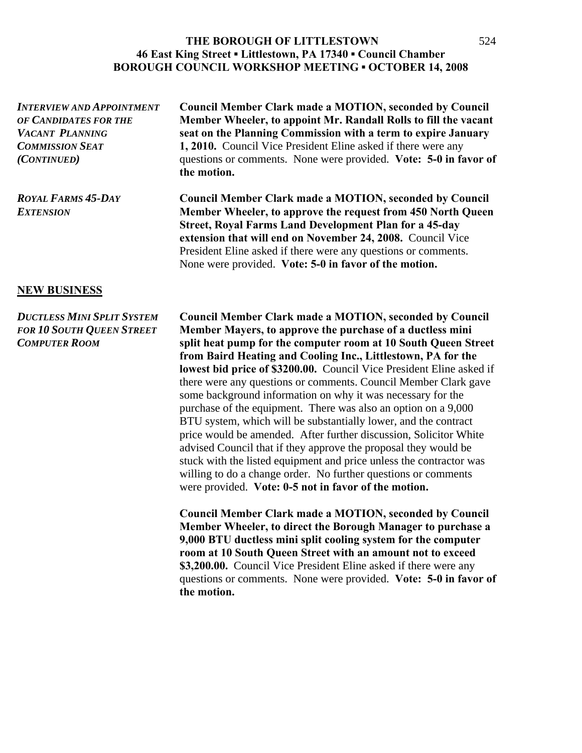*INTERVIEW AND APPOINTMENT OF CANDIDATES FOR THE VACANT PLANNING COMMISSION SEAT (CONTINUED)*

**Council Member Clark made a MOTION, seconded by Council Member Wheeler, to appoint Mr. Randall Rolls to fill the vacant seat on the Planning Commission with a term to expire January 1, 2010.** Council Vice President Eline asked if there were any questions or comments. None were provided. **Vote: 5-0 in favor of the motion.**

*ROYAL FARMS 45-DAY EXTENSION*

**Council Member Clark made a MOTION, seconded by Council Member Wheeler, to approve the request from 450 North Queen Street, Royal Farms Land Development Plan for a 45-day extension that will end on November 24, 2008.** Council Vice President Eline asked if there were any questions or comments. None were provided. **Vote: 5-0 in favor of the motion.**

## NEW BUSINESS

*DUCTLESS MINI SPLIT SYSTEM FOR 10 SOUTH QUEEN STREET COMPUTER ROOM*

**Council Member Clark made a MOTION, seconded by Council Member Mayers, to approve the purchase of a ductless mini split heat pump for the computer room at 10 South Queen Street from Baird Heating and Cooling Inc., Littlestown, PA for the lowest bid price of $3200.00.** Council Vice President Eline asked if there were any questions or comments. Council Member Clark gave some background information on why it was necessary for the purchase of the equipment. There was also an option on a 9,000 BTU system, which will be substantially lower, and the contract price would be amended. After further discussion, Solicitor White advised Council that if they approve the proposal they would be stuck with the listed equipment and price unless the contractor was willing to do a change order. No further questions or comments were provided. **Vote: 0-5 not in favor of the motion.**

**Council Member Clark made a MOTION, seconded by Council Member Wheeler, to direct the Borough Manager to purchase a 9,000 BTU ductless mini split cooling system for the computer room at 10 South Queen Street with an amount not to exceed $3,200.00.** Council Vice President Eline asked if there were any questions or comments. None were provided. **Vote: 5-0 in favor of the motion.**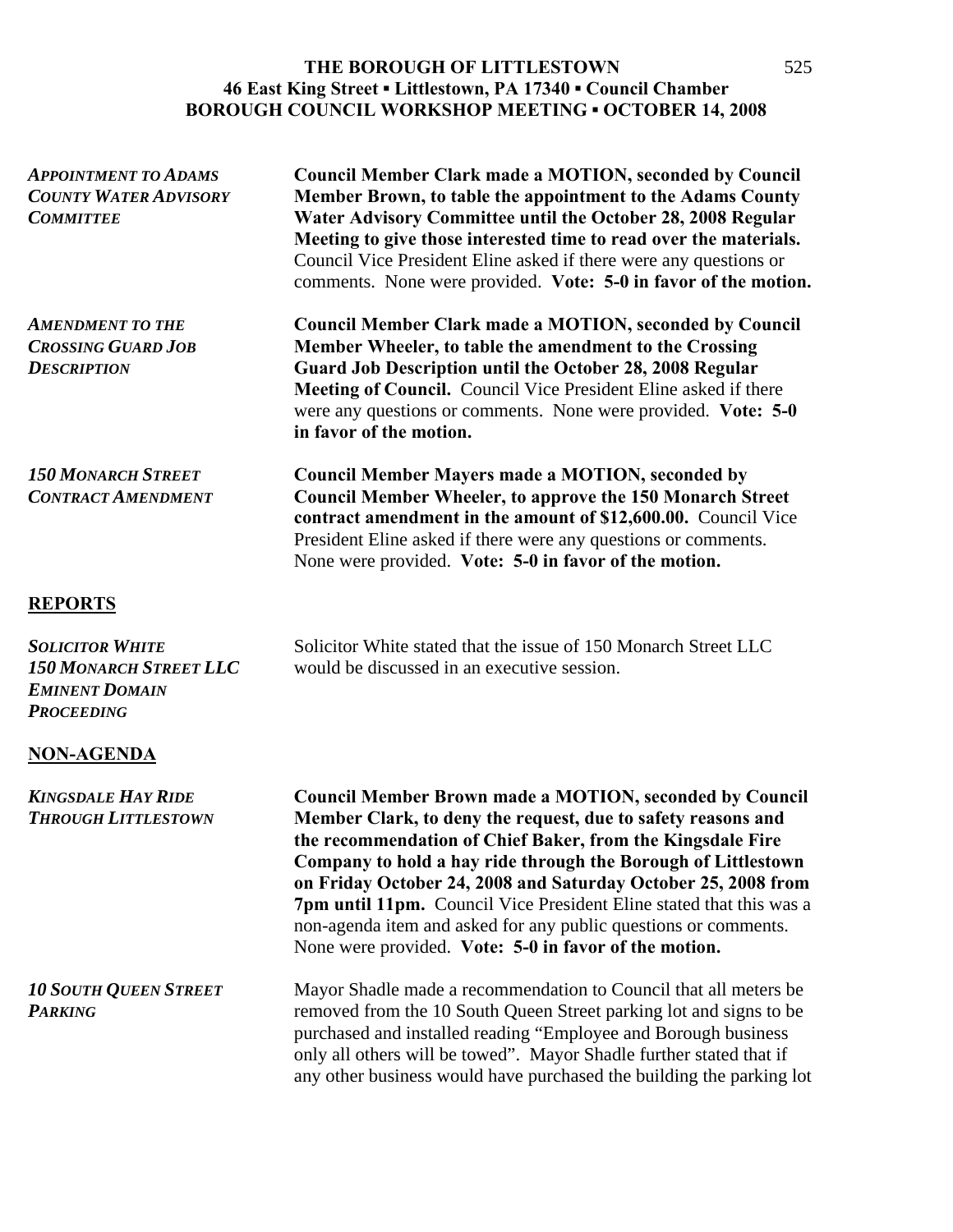**THE BOROUGH OF LITTLESTOWN**
**46 East King Street ▪ Littlestown, PA 17340 ▪ Council Chamber**
**BOROUGH COUNCIL WORKSHOP MEETING ▪ OCTOBER 14, 2008**

***APPOINTMENT TO ADAMS COUNTY WATER ADVISORY COMMITTEE***

**Council Member Clark made a MOTION, seconded by Council Member Brown, to table the appointment to the Adams County Water Advisory Committee until the October 28, 2008 Regular Meeting to give those interested time to read over the materials.** Council Vice President Eline asked if there were any questions or comments. None were provided. **Vote: 5-0 in favor of the motion.**

***AMENDMENT TO THE CROSSING GUARD JOB DESCRIPTION***

**Council Member Clark made a MOTION, seconded by Council Member Wheeler, to table the amendment to the Crossing Guard Job Description until the October 28, 2008 Regular Meeting of Council.** Council Vice President Eline asked if there were any questions or comments. None were provided. **Vote: 5-0 in favor of the motion.**

***150 MONARCH STREET CONTRACT AMENDMENT***

**Council Member Mayers made a MOTION, seconded by Council Member Wheeler, to approve the 150 Monarch Street contract amendment in the amount of $12,600.00.** Council Vice President Eline asked if there were any questions or comments. None were provided. **Vote: 5-0 in favor of the motion.**

## REPORTS

***SOLICITOR WHITE 150 MONARCH STREET LLC EMINENT DOMAIN PROCEEDING***

Solicitor White stated that the issue of 150 Monarch Street LLC would be discussed in an executive session.

## NON-AGENDA

***KINGSDALE HAY RIDE THROUGH LITTLESTOWN***

**Council Member Brown made a MOTION, seconded by Council Member Clark, to deny the request, due to safety reasons and the recommendation of Chief Baker, from the Kingsdale Fire Company to hold a hay ride through the Borough of Littlestown on Friday October 24, 2008 and Saturday October 25, 2008 from 7pm until 11pm.** Council Vice President Eline stated that this was a non-agenda item and asked for any public questions or comments. None were provided. **Vote: 5-0 in favor of the motion.**

***10 SOUTH QUEEN STREET PARKING***

Mayor Shadle made a recommendation to Council that all meters be removed from the 10 South Queen Street parking lot and signs to be purchased and installed reading "Employee and Borough business only all others will be towed". Mayor Shadle further stated that if any other business would have purchased the building the parking lot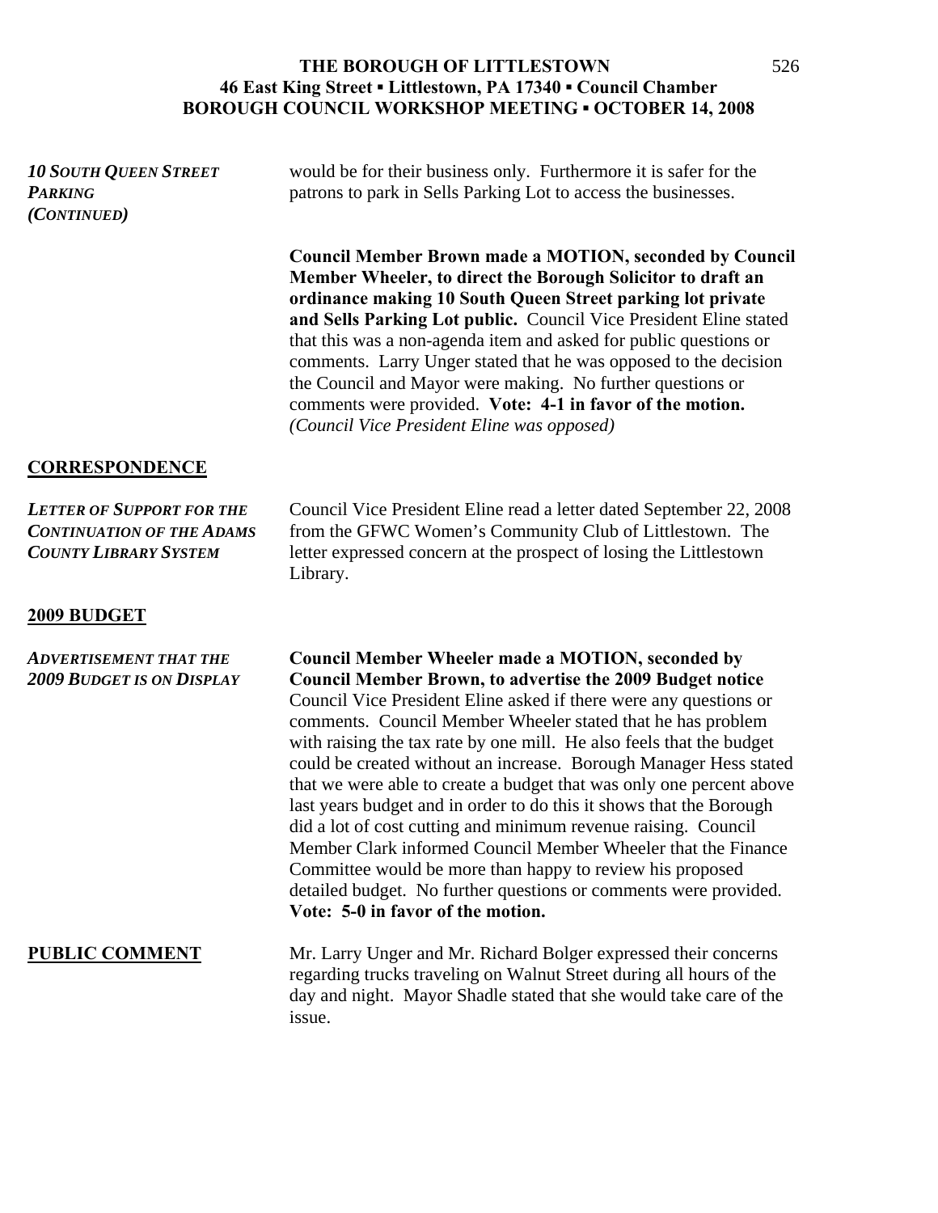***10 South Queen Street Parking (Continued)***

would be for their business only. Furthermore it is safer for the patrons to park in Sells Parking Lot to access the businesses.

**Council Member Brown made a MOTION, seconded by Council Member Wheeler, to direct the Borough Solicitor to draft an ordinance making 10 South Queen Street parking lot private and Sells Parking Lot public.** Council Vice President Eline stated that this was a non-agenda item and asked for public questions or comments. Larry Unger stated that he was opposed to the decision the Council and Mayor were making. No further questions or comments were provided. **Vote: 4-1 in favor of the motion.** *(Council Vice President Eline was opposed)*

## CORRESPONDENCE

***Letter of Support for the Continuation of the Adams County Library System***

Council Vice President Eline read a letter dated September 22, 2008 from the GFWC Women's Community Club of Littlestown. The letter expressed concern at the prospect of losing the Littlestown Library.

## 2009 BUDGET

***Advertisement that the 2009 Budget is on Display***

**Council Member Wheeler made a MOTION, seconded by Council Member Brown, to advertise the 2009 Budget notice** Council Vice President Eline asked if there were any questions or comments. Council Member Wheeler stated that he has problem with raising the tax rate by one mill. He also feels that the budget could be created without an increase. Borough Manager Hess stated that we were able to create a budget that was only one percent above last years budget and in order to do this it shows that the Borough did a lot of cost cutting and minimum revenue raising. Council Member Clark informed Council Member Wheeler that the Finance Committee would be more than happy to review his proposed detailed budget. No further questions or comments were provided. **Vote: 5-0 in favor of the motion.**

## PUBLIC COMMENT

Mr. Larry Unger and Mr. Richard Bolger expressed their concerns regarding trucks traveling on Walnut Street during all hours of the day and night. Mayor Shadle stated that she would take care of the issue.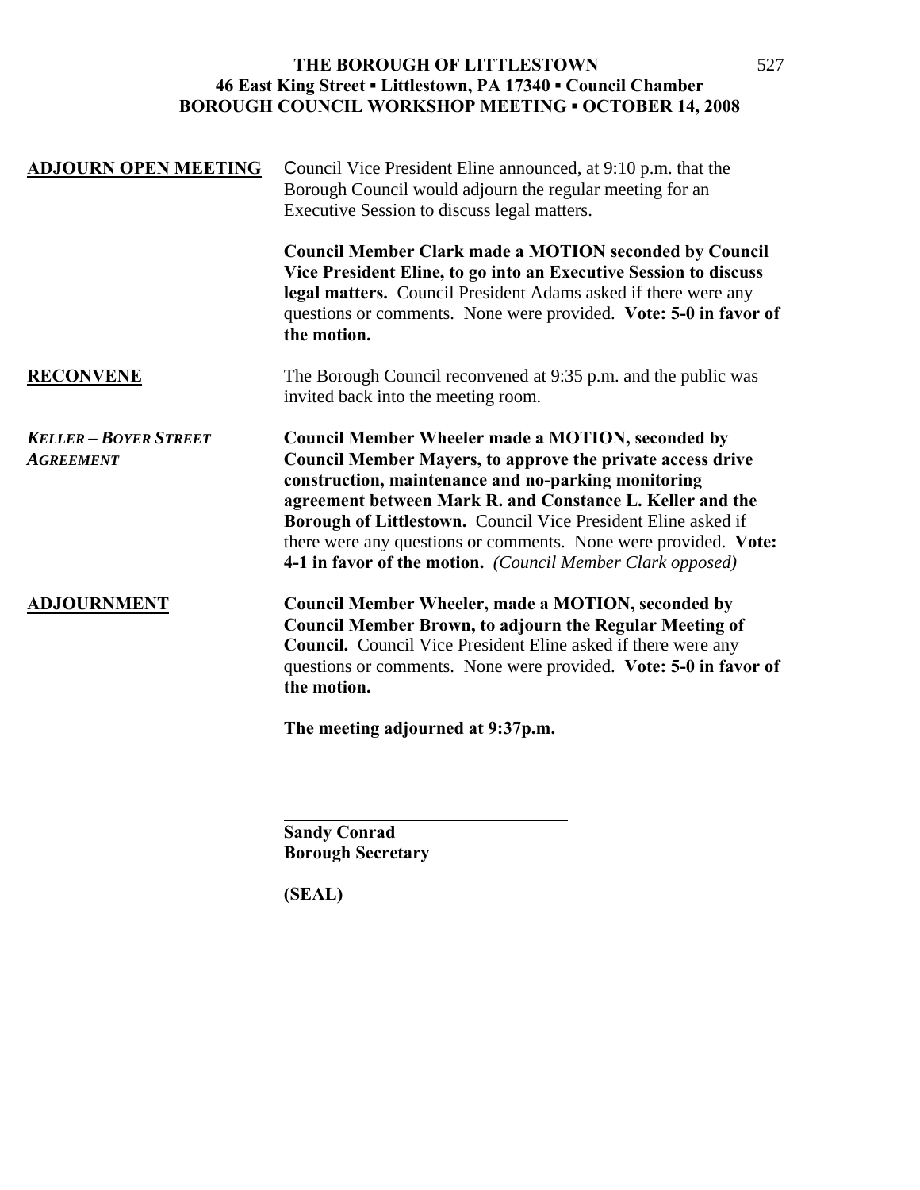**ADJOURN OPEN MEETING**

Council Vice President Eline announced, at 9:10 p.m. that the Borough Council would adjourn the regular meeting for an Executive Session to discuss legal matters.

**Council Member Clark made a MOTION seconded by Council Vice President Eline, to go into an Executive Session to discuss legal matters.** Council President Adams asked if there were any questions or comments. None were provided. **Vote: 5-0 in favor of the motion.**

**RECONVENE**

The Borough Council reconvened at 9:35 p.m. and the public was invited back into the meeting room.

***KELLER – BOYER STREET AGREEMENT***

**Council Member Wheeler made a MOTION, seconded by Council Member Mayers, to approve the private access drive construction, maintenance and no-parking monitoring agreement between Mark R. and Constance L. Keller and the Borough of Littlestown.** Council Vice President Eline asked if there were any questions or comments. None were provided. **Vote: 4-1 in favor of the motion.** *(Council Member Clark opposed)*

**ADJOURNMENT**

**Council Member Wheeler, made a MOTION, seconded by Council Member Brown, to adjourn the Regular Meeting of Council.** Council Vice President Eline asked if there were any questions or comments. None were provided. **Vote: 5-0 in favor of the motion.**

**The meeting adjourned at 9:37p.m.**

\_\_\_\_\_\_\_\_\_\_\_\_\_\_\_\_\_\_\_\_\_\_\_\_\_\_\_\_\_\_\_\_

**Sandy Conrad**
**Borough Secretary**

**(SEAL)**